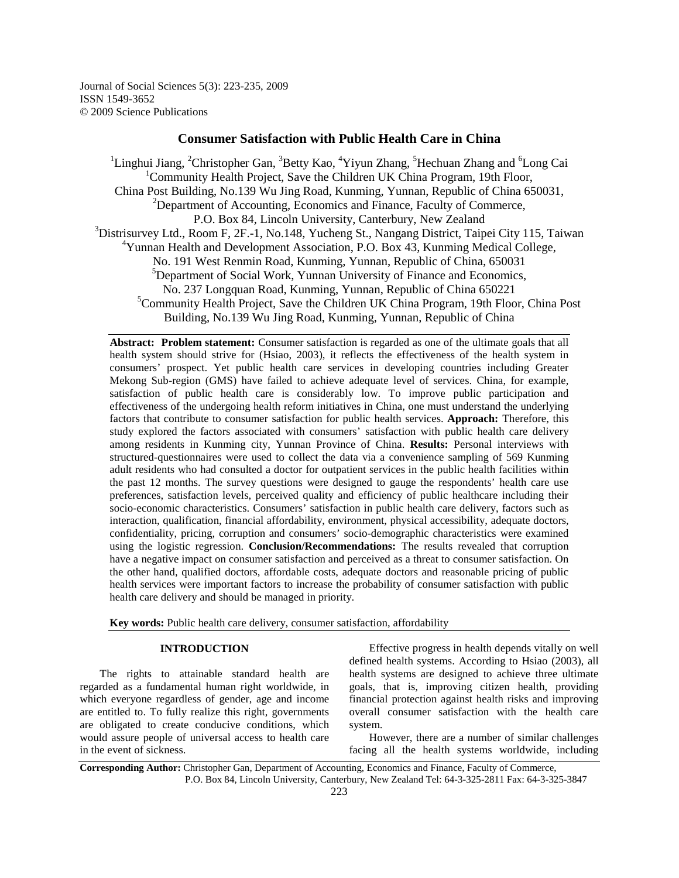# Consumer Satisfaction with Public Health Care in China

[1]Linghui Jiang, [2]Christopher Gan, [3]Betty Kao, [4]Yiyun Zhang, [5]Hechuan Zhang and [6]Long Cai

[1]Community Health Project, Save the Children UK China Program, 19th Floor, China Post Building, No.139 Wu Jing Road, Kunming, Yunnan, Republic of China 650031,

[2]Department of Accounting, Economics and Finance, Faculty of Commerce, P.O. Box 84, Lincoln University, Canterbury, New Zealand

[3]Distrisurvey Ltd., Room F, 2F.-1, No.148, Yucheng St., Nangang District, Taipei City 115, Taiwan

[4]Yunnan Health and Development Association, P.O. Box 43, Kunming Medical College, No. 191 West Renmin Road, Kunming, Yunnan, Republic of China, 650031

[5]Department of Social Work, Yunnan University of Finance and Economics, No. 237 Longquan Road, Kunming, Yunnan, Republic of China 650221

[5]Community Health Project, Save the Children UK China Program, 19th Floor, China Post Building, No.139 Wu Jing Road, Kunming, Yunnan, Republic of China

**Abstract: Problem statement:** Consumer satisfaction is regarded as one of the ultimate goals that all health system should strive for (Hsiao, 2003), it reflects the effectiveness of the health system in consumers' prospect. Yet public health care services in developing countries including Greater Mekong Sub-region (GMS) have failed to achieve adequate level of services. China, for example, satisfaction of public health care is considerably low. To improve public participation and effectiveness of the undergoing health reform initiatives in China, one must understand the underlying factors that contribute to consumer satisfaction for public health services. **Approach:** Therefore, this study explored the factors associated with consumers' satisfaction with public health care delivery among residents in Kunming city, Yunnan Province of China. **Results:** Personal interviews with structured-questionnaires were used to collect the data via a convenience sampling of 569 Kunming adult residents who had consulted a doctor for outpatient services in the public health facilities within the past 12 months. The survey questions were designed to gauge the respondents' health care use preferences, satisfaction levels, perceived quality and efficiency of public healthcare including their socio-economic characteristics. Consumers' satisfaction in public health care delivery, factors such as interaction, qualification, financial affordability, environment, physical accessibility, adequate doctors, confidentiality, pricing, corruption and consumers' socio-demographic characteristics were examined using the logistic regression. **Conclusion/Recommendations:** The results revealed that corruption have a negative impact on consumer satisfaction and perceived as a threat to consumer satisfaction. On the other hand, qualified doctors, affordable costs, adequate doctors and reasonable pricing of public health services were important factors to increase the probability of consumer satisfaction with public health care delivery and should be managed in priority.

**Key words:** Public health care delivery, consumer satisfaction, affordability

## INTRODUCTION

The rights to attainable standard health are regarded as a fundamental human right worldwide, in which everyone regardless of gender, age and income are entitled to. To fully realize this right, governments are obligated to create conducive conditions, which would assure people of universal access to health care in the event of sickness.

Effective progress in health depends vitally on well defined health systems. According to Hsiao (2003), all health systems are designed to achieve three ultimate goals, that is, improving citizen health, providing financial protection against health risks and improving overall consumer satisfaction with the health care system.

However, there are a number of similar challenges facing all the health systems worldwide, including

**Corresponding Author:** Christopher Gan, Department of Accounting, Economics and Finance, Faculty of Commerce, P.O. Box 84, Lincoln University, Canterbury, New Zealand Tel: 64-3-325-2811 Fax: 64-3-325-3847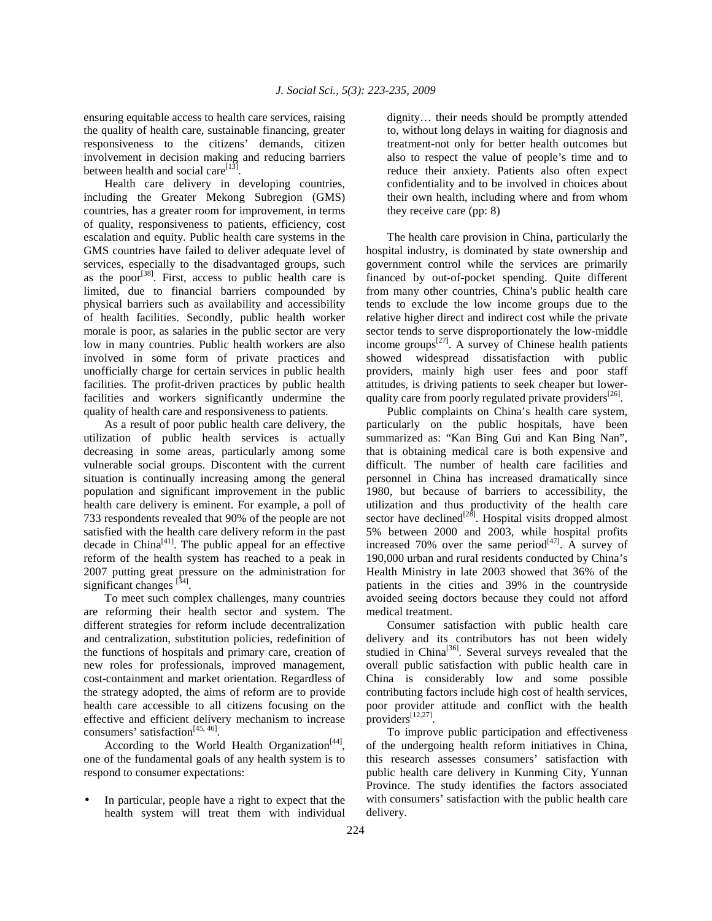ensuring equitable access to health care services, raising the quality of health care, sustainable financing, greater responsiveness to the citizens' demands, citizen involvement in decision making and reducing barriers between health and social care[13].

Health care delivery in developing countries, including the Greater Mekong Subregion (GMS) countries, has a greater room for improvement, in terms of quality, responsiveness to patients, efficiency, cost escalation and equity. Public health care systems in the GMS countries have failed to deliver adequate level of services, especially to the disadvantaged groups, such as the poor[38]. First, access to public health care is limited, due to financial barriers compounded by physical barriers such as availability and accessibility of health facilities. Secondly, public health worker morale is poor, as salaries in the public sector are very low in many countries. Public health workers are also involved in some form of private practices and unofficially charge for certain services in public health facilities. The profit-driven practices by public health facilities and workers significantly undermine the quality of health care and responsiveness to patients.

As a result of poor public health care delivery, the utilization of public health services is actually decreasing in some areas, particularly among some vulnerable social groups. Discontent with the current situation is continually increasing among the general population and significant improvement in the public health care delivery is eminent. For example, a poll of 733 respondents revealed that 90% of the people are not satisfied with the health care delivery reform in the past decade in China[41]. The public appeal for an effective reform of the health system has reached to a peak in 2007 putting great pressure on the administration for significant changes [34].

To meet such complex challenges, many countries are reforming their health sector and system. The different strategies for reform include decentralization and centralization, substitution policies, redefinition of the functions of hospitals and primary care, creation of new roles for professionals, improved management, cost-containment and market orientation. Regardless of the strategy adopted, the aims of reform are to provide health care accessible to all citizens focusing on the effective and efficient delivery mechanism to increase consumers' satisfaction[45, 46].

According to the World Health Organization[44], one of the fundamental goals of any health system is to respond to consumer expectations:

- In particular, people have a right to expect that the health system will treat them with individual dignity… their needs should be promptly attended to, without long delays in waiting for diagnosis and treatment-not only for better health outcomes but also to respect the value of people's time and to reduce their anxiety. Patients also often expect confidentiality and to be involved in choices about their own health, including where and from whom they receive care (pp: 8)

The health care provision in China, particularly the hospital industry, is dominated by state ownership and government control while the services are primarily financed by out-of-pocket spending. Quite different from many other countries, China's public health care tends to exclude the low income groups due to the relative higher direct and indirect cost while the private sector tends to serve disproportionately the low-middle income groups[27]. A survey of Chinese health patients showed widespread dissatisfaction with public providers, mainly high user fees and poor staff attitudes, is driving patients to seek cheaper but lower-quality care from poorly regulated private providers[26].

Public complaints on China's health care system, particularly on the public hospitals, have been summarized as: "Kan Bing Gui and Kan Bing Nan", that is obtaining medical care is both expensive and difficult. The number of health care facilities and personnel in China has increased dramatically since 1980, but because of barriers to accessibility, the utilization and thus productivity of the health care sector have declined[28]. Hospital visits dropped almost 5% between 2000 and 2003, while hospital profits increased 70% over the same period[47]. A survey of 190,000 urban and rural residents conducted by China's Health Ministry in late 2003 showed that 36% of the patients in the cities and 39% in the countryside avoided seeing doctors because they could not afford medical treatment.

Consumer satisfaction with public health care delivery and its contributors has not been widely studied in China[36]. Several surveys revealed that the overall public satisfaction with public health care in China is considerably low and some possible contributing factors include high cost of health services, poor provider attitude and conflict with the health providers[12,27].

To improve public participation and effectiveness of the undergoing health reform initiatives in China, this research assesses consumers' satisfaction with public health care delivery in Kunming City, Yunnan Province. The study identifies the factors associated with consumers' satisfaction with the public health care delivery.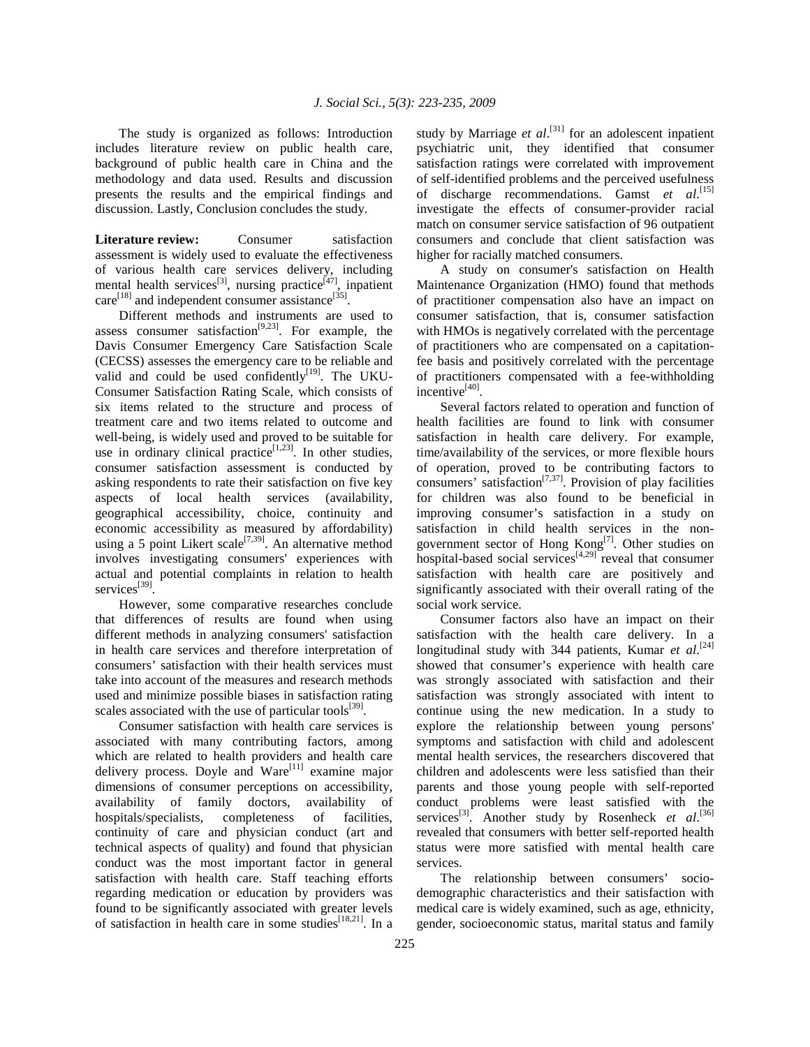The study is organized as follows: Introduction includes literature review on public health care, background of public health care in China and the methodology and data used. Results and discussion presents the results and the empirical findings and discussion. Lastly, Conclusion concludes the study.

**Literature review:** Consumer satisfaction assessment is widely used to evaluate the effectiveness of various health care services delivery, including mental health services[3], nursing practice[47], inpatient care[18] and independent consumer assistance[35].

Different methods and instruments are used to assess consumer satisfaction[9,23]. For example, the Davis Consumer Emergency Care Satisfaction Scale (CECSS) assesses the emergency care to be reliable and valid and could be used confidently[19]. The UKU-Consumer Satisfaction Rating Scale, which consists of six items related to the structure and process of treatment care and two items related to outcome and well-being, is widely used and proved to be suitable for use in ordinary clinical practice[1,23]. In other studies, consumer satisfaction assessment is conducted by asking respondents to rate their satisfaction on five key aspects of local health services (availability, geographical accessibility, choice, continuity and economic accessibility as measured by affordability) using a 5 point Likert scale[7,39]. An alternative method involves investigating consumers' experiences with actual and potential complaints in relation to health services[39].

However, some comparative researches conclude that differences of results are found when using different methods in analyzing consumers' satisfaction in health care services and therefore interpretation of consumers' satisfaction with their health services must take into account of the measures and research methods used and minimize possible biases in satisfaction rating scales associated with the use of particular tools[39].

Consumer satisfaction with health care services is associated with many contributing factors, among which are related to health providers and health care delivery process. Doyle and Ware[11] examine major dimensions of consumer perceptions on accessibility, availability of family doctors, availability of hospitals/specialists, completeness of facilities, continuity of care and physician conduct (art and technical aspects of quality) and found that physician conduct was the most important factor in general satisfaction with health care. Staff teaching efforts regarding medication or education by providers was found to be significantly associated with greater levels of satisfaction in health care in some studies[18,21]. In a study by Marriage *et al*.[31] for an adolescent inpatient psychiatric unit, they identified that consumer satisfaction ratings were correlated with improvement of self-identified problems and the perceived usefulness of discharge recommendations. Gamst *et al*.[15] investigate the effects of consumer-provider racial match on consumer service satisfaction of 96 outpatient consumers and conclude that client satisfaction was higher for racially matched consumers.

A study on consumer's satisfaction on Health Maintenance Organization (HMO) found that methods of practitioner compensation also have an impact on consumer satisfaction, that is, consumer satisfaction with HMOs is negatively correlated with the percentage of practitioners who are compensated on a capitation-fee basis and positively correlated with the percentage of practitioners compensated with a fee-withholding incentive[40].

Several factors related to operation and function of health facilities are found to link with consumer satisfaction in health care delivery. For example, time/availability of the services, or more flexible hours of operation, proved to be contributing factors to consumers' satisfaction[7,37]. Provision of play facilities for children was also found to be beneficial in improving consumer's satisfaction in a study on satisfaction in child health services in the non-government sector of Hong Kong[7]. Other studies on hospital-based social services[4,29] reveal that consumer satisfaction with health care are positively and significantly associated with their overall rating of the social work service.

Consumer factors also have an impact on their satisfaction with the health care delivery. In a longitudinal study with 344 patients, Kumar *et al*.[24] showed that consumer's experience with health care was strongly associated with satisfaction and their satisfaction was strongly associated with intent to continue using the new medication. In a study to explore the relationship between young persons' symptoms and satisfaction with child and adolescent mental health services, the researchers discovered that children and adolescents were less satisfied than their parents and those young people with self-reported conduct problems were least satisfied with the services[3]. Another study by Rosenheck *et al*.[36] revealed that consumers with better self-reported health status were more satisfied with mental health care services.

The relationship between consumers' socio-demographic characteristics and their satisfaction with medical care is widely examined, such as age, ethnicity, gender, socioeconomic status, marital status and family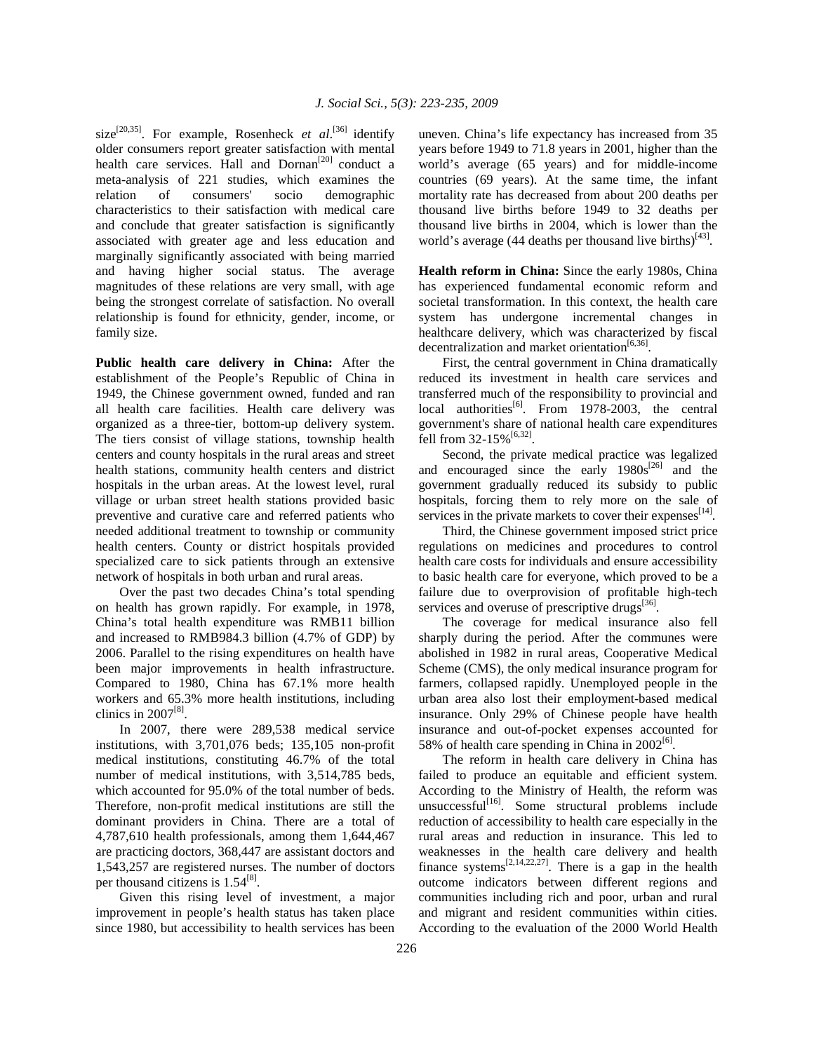size[20,35]. For example, Rosenheck *et al*.[36] identify older consumers report greater satisfaction with mental health care services. Hall and Dornan[20] conduct a meta-analysis of 221 studies, which examines the relation of consumers' socio demographic characteristics to their satisfaction with medical care and conclude that greater satisfaction is significantly associated with greater age and less education and marginally significantly associated with being married and having higher social status. The average magnitudes of these relations are very small, with age being the strongest correlate of satisfaction. No overall relationship is found for ethnicity, gender, income, or family size.

**Public health care delivery in China:** After the establishment of the People's Republic of China in 1949, the Chinese government owned, funded and ran all health care facilities. Health care delivery was organized as a three-tier, bottom-up delivery system. The tiers consist of village stations, township health centers and county hospitals in the rural areas and street health stations, community health centers and district hospitals in the urban areas. At the lowest level, rural village or urban street health stations provided basic preventive and curative care and referred patients who needed additional treatment to township or community health centers. County or district hospitals provided specialized care to sick patients through an extensive network of hospitals in both urban and rural areas.

Over the past two decades China's total spending on health has grown rapidly. For example, in 1978, China's total health expenditure was RMB11 billion and increased to RMB984.3 billion (4.7% of GDP) by 2006. Parallel to the rising expenditures on health have been major improvements in health infrastructure. Compared to 1980, China has 67.1% more health workers and 65.3% more health institutions, including clinics in 2007[8].

In 2007, there were 289,538 medical service institutions, with 3,701,076 beds; 135,105 non-profit medical institutions, constituting 46.7% of the total number of medical institutions, with 3,514,785 beds, which accounted for 95.0% of the total number of beds. Therefore, non-profit medical institutions are still the dominant providers in China. There are a total of 4,787,610 health professionals, among them 1,644,467 are practicing doctors, 368,447 are assistant doctors and 1,543,257 are registered nurses. The number of doctors per thousand citizens is 1.54[8].

Given this rising level of investment, a major improvement in people's health status has taken place since 1980, but accessibility to health services has been uneven. China's life expectancy has increased from 35 years before 1949 to 71.8 years in 2001, higher than the world's average (65 years) and for middle-income countries (69 years). At the same time, the infant mortality rate has decreased from about 200 deaths per thousand live births before 1949 to 32 deaths per thousand live births in 2004, which is lower than the world's average (44 deaths per thousand live births)[43].

**Health reform in China:** Since the early 1980s, China has experienced fundamental economic reform and societal transformation. In this context, the health care system has undergone incremental changes in healthcare delivery, which was characterized by fiscal decentralization and market orientation[6,36].

First, the central government in China dramatically reduced its investment in health care services and transferred much of the responsibility to provincial and local authorities[6]. From 1978-2003, the central government's share of national health care expenditures fell from 32-15%[6,32].

Second, the private medical practice was legalized and encouraged since the early 1980s[26] and the government gradually reduced its subsidy to public hospitals, forcing them to rely more on the sale of services in the private markets to cover their expenses[14].

Third, the Chinese government imposed strict price regulations on medicines and procedures to control health care costs for individuals and ensure accessibility to basic health care for everyone, which proved to be a failure due to overprovision of profitable high-tech services and overuse of prescriptive drugs[36].

The coverage for medical insurance also fell sharply during the period. After the communes were abolished in 1982 in rural areas, Cooperative Medical Scheme (CMS), the only medical insurance program for farmers, collapsed rapidly. Unemployed people in the urban area also lost their employment-based medical insurance. Only 29% of Chinese people have health insurance and out-of-pocket expenses accounted for 58% of health care spending in China in 2002[6].

The reform in health care delivery in China has failed to produce an equitable and efficient system. According to the Ministry of Health, the reform was unsuccessful[16]. Some structural problems include reduction of accessibility to health care especially in the rural areas and reduction in insurance. This led to weaknesses in the health care delivery and health finance systems[2,14,22,27]. There is a gap in the health outcome indicators between different regions and communities including rich and poor, urban and rural and migrant and resident communities within cities. According to the evaluation of the 2000 World Health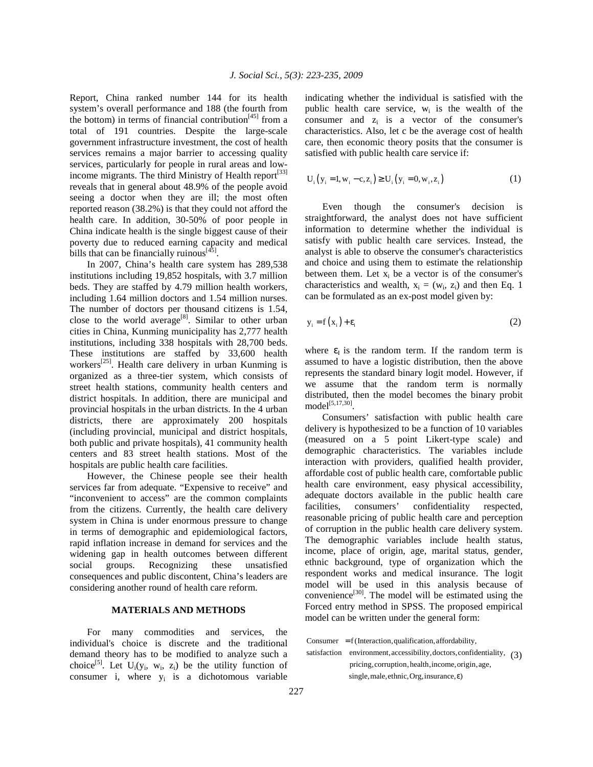Report, China ranked number 144 for its health system's overall performance and 188 (the fourth from the bottom) in terms of financial contribution[45] from a total of 191 countries. Despite the large-scale government infrastructure investment, the cost of health services remains a major barrier to accessing quality services, particularly for people in rural areas and low-income migrants. The third Ministry of Health report[33] reveals that in general about 48.9% of the people avoid seeing a doctor when they are ill; the most often reported reason (38.2%) is that they could not afford the health care. In addition, 30-50% of poor people in China indicate health is the single biggest cause of their poverty due to reduced earning capacity and medical bills that can be financially ruinous[45].

In 2007, China's health care system has 289,538 institutions including 19,852 hospitals, with 3.7 million beds. They are staffed by 4.79 million health workers, including 1.64 million doctors and 1.54 million nurses. The number of doctors per thousand citizens is 1.54, close to the world average[8]. Similar to other urban cities in China, Kunming municipality has 2,777 health institutions, including 338 hospitals with 28,700 beds. These institutions are staffed by 33,600 health workers[25]. Health care delivery in urban Kunming is organized as a three-tier system, which consists of street health stations, community health centers and district hospitals. In addition, there are municipal and provincial hospitals in the urban districts. In the 4 urban districts, there are approximately 200 hospitals (including provincial, municipal and district hospitals, both public and private hospitals), 41 community health centers and 83 street health stations. Most of the hospitals are public health care facilities.

However, the Chinese people see their health services far from adequate. "Expensive to receive" and "inconvenient to access" are the common complaints from the citizens. Currently, the health care delivery system in China is under enormous pressure to change in terms of demographic and epidemiological factors, rapid inflation increase in demand for services and the widening gap in health outcomes between different social groups. Recognizing these unsatisfied consequences and public discontent, China's leaders are considering another round of health care reform.

## MATERIALS AND METHODS

For many commodities and services, the individual's choice is discrete and the traditional demand theory has to be modified to analyze such a choice[5]. Let $U_i(y_i, w_i, z_i)$ be the utility function of consumer i, where $y_i$ is a dichotomous variable indicating whether the individual is satisfied with the public health care service, $w_i$ is the wealth of the consumer and $z_i$ is a vector of the consumer's characteristics. Also, let c be the average cost of health care, then economic theory posits that the consumer is satisfied with public health care service if:

$$U_i(y_i = 1, w_i - c, z_i) \geq U_i(y_i = 0, w_i, z_i) \quad (1)$$

Even though the consumer's decision is straightforward, the analyst does not have sufficient information to determine whether the individual is satisfy with public health care services. Instead, the analyst is able to observe the consumer's characteristics and choice and using them to estimate the relationship between them. Let $x_i$ be a vector is of the consumer's characteristics and wealth, $x_i = (w_i, z_i)$ and then Eq. 1 can be formulated as an ex-post model given by:

$$y_i = f(x_i) + \varepsilon_i \quad (2)$$

where $\varepsilon_I$ is the random term. If the random term is assumed to have a logistic distribution, then the above represents the standard binary logit model. However, if we assume that the random term is normally distributed, then the model becomes the binary probit model[5,17,30].

Consumers' satisfaction with public health care delivery is hypothesized to be a function of 10 variables (measured on a 5 point Likert-type scale) and demographic characteristics. The variables include interaction with providers, qualified health provider, affordable cost of public health care, comfortable public health care environment, easy physical accessibility, adequate doctors available in the public health care facilities, consumers' confidentiality respected, reasonable pricing of public health care and perception of corruption in the public health care delivery system. The demographic variables include health status, income, place of origin, age, marital status, gender, ethnic background, type of organization which the respondent works and medical insurance. The logit model will be used in this analysis because of convenience[30]. The model will be estimated using the Forced entry method in SPSS. The proposed empirical model can be written under the general form:

$$\begin{aligned}\text{Consumer satisfaction} = f(&\text{Interaction, qualification, affordability,}\\ &\text{environment, accessibility, doctors, confidentiality,}\\ &\text{pricing, corruption, health, income, origin, age,}\\ &\text{single, male, ethnic, Org, insurance, } \varepsilon)\end{aligned} \quad (3)$$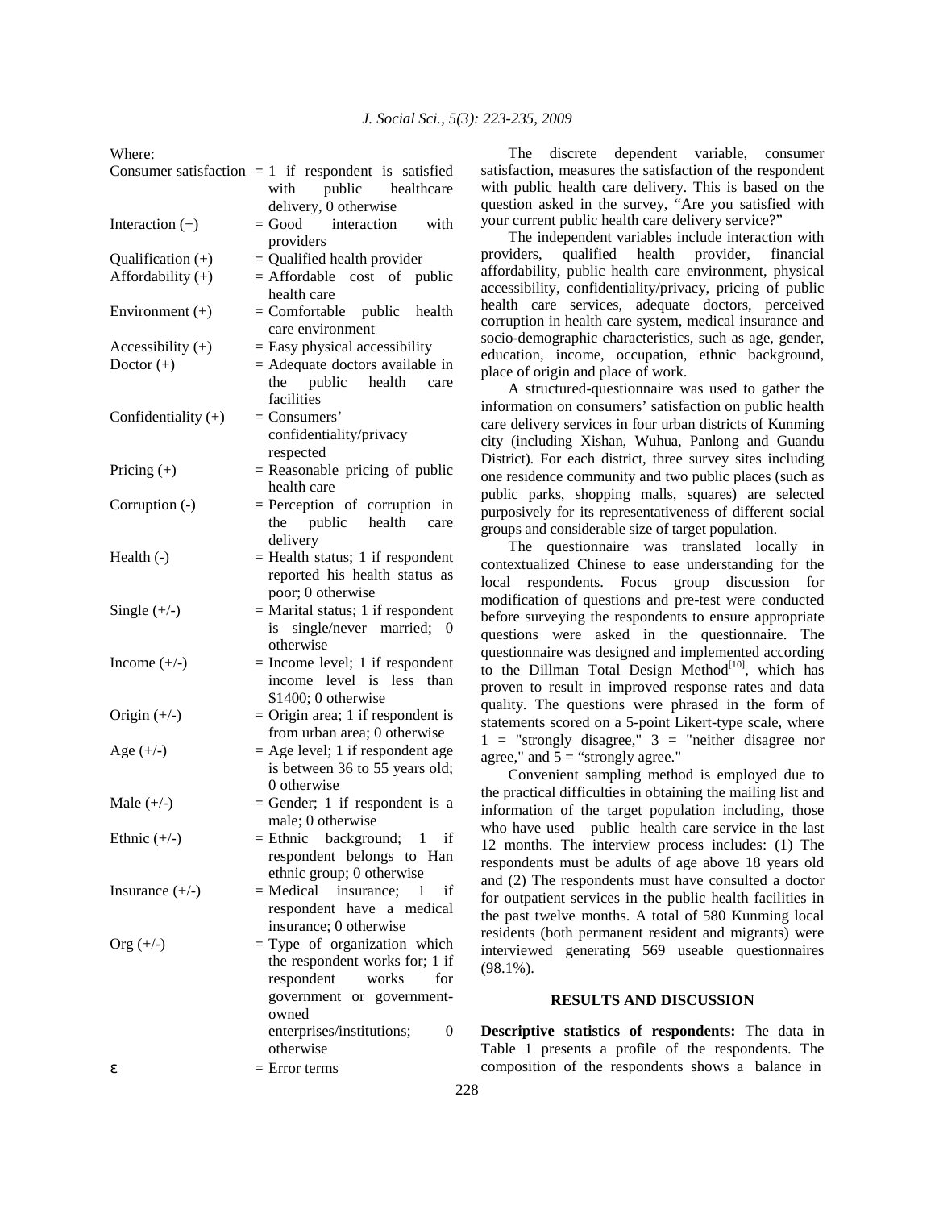Where:

| | |
|---|---|
| Consumer satisfaction | = 1 if respondent is satisfied with public healthcare delivery, 0 otherwise |
| Interaction (+) | = Good interaction with providers |
| Qualification (+) | = Qualified health provider |
| Affordability (+) | = Affordable cost of public health care |
| Environment (+) | = Comfortable public health care environment |
| Accessibility (+) | = Easy physical accessibility |
| Doctor (+) | = Adequate doctors available in the public health care facilities |
| Confidentiality (+) | = Consumers' confidentiality/privacy respected |
| Pricing (+) | = Reasonable pricing of public health care |
| Corruption (-) | = Perception of corruption in the public health care delivery |
| Health (-) | = Health status; 1 if respondent reported his health status as poor; 0 otherwise |
| Single (+/-) | = Marital status; 1 if respondent is single/never married; 0 otherwise |
| Income (+/-) | = Income level; 1 if respondent income level is less than \$1400; 0 otherwise |
| Origin (+/-) | = Origin area; 1 if respondent is from urban area; 0 otherwise |
| Age (+/-) | = Age level; 1 if respondent age is between 36 to 55 years old; 0 otherwise |
| Male (+/-) | = Gender; 1 if respondent is a male; 0 otherwise |
| Ethnic (+/-) | = Ethnic background; 1 if respondent belongs to Han ethnic group; 0 otherwise |
| Insurance (+/-) | = Medical insurance; 1 if respondent have a medical insurance; 0 otherwise |
| Org (+/-) | = Type of organization which the respondent works for; 1 if respondent works for government or government-owned enterprises/institutions; 0 otherwise |
| $\varepsilon$ | = Error terms |

The discrete dependent variable, consumer satisfaction, measures the satisfaction of the respondent with public health care delivery. This is based on the question asked in the survey, "Are you satisfied with your current public health care delivery service?"

The independent variables include interaction with providers, qualified health provider, financial affordability, public health care environment, physical accessibility, confidentiality/privacy, pricing of public health care services, adequate doctors, perceived corruption in health care system, medical insurance and socio-demographic characteristics, such as age, gender, education, income, occupation, ethnic background, place of origin and place of work.

A structured-questionnaire was used to gather the information on consumers' satisfaction on public health care delivery services in four urban districts of Kunming city (including Xishan, Wuhua, Panlong and Guandu District). For each district, three survey sites including one residence community and two public places (such as public parks, shopping malls, squares) are selected purposively for its representativeness of different social groups and considerable size of target population.

The questionnaire was translated locally in contextualized Chinese to ease understanding for the local respondents. Focus group discussion for modification of questions and pre-test were conducted before surveying the respondents to ensure appropriate questions were asked in the questionnaire. The questionnaire was designed and implemented according to the Dillman Total Design Method[10], which has proven to result in improved response rates and data quality. The questions were phrased in the form of statements scored on a 5-point Likert-type scale, where 1 = "strongly disagree," 3 = "neither disagree nor agree," and 5 = "strongly agree."

Convenient sampling method is employed due to the practical difficulties in obtaining the mailing list and information of the target population including, those who have used public health care service in the last 12 months. The interview process includes: (1) The respondents must be adults of age above 18 years old and (2) The respondents must have consulted a doctor for outpatient services in the public health facilities in the past twelve months. A total of 580 Kunming local residents (both permanent resident and migrants) were interviewed generating 569 useable questionnaires (98.1%).

## RESULTS AND DISCUSSION

**Descriptive statistics of respondents:** The data in Table 1 presents a profile of the respondents. The composition of the respondents shows a balance in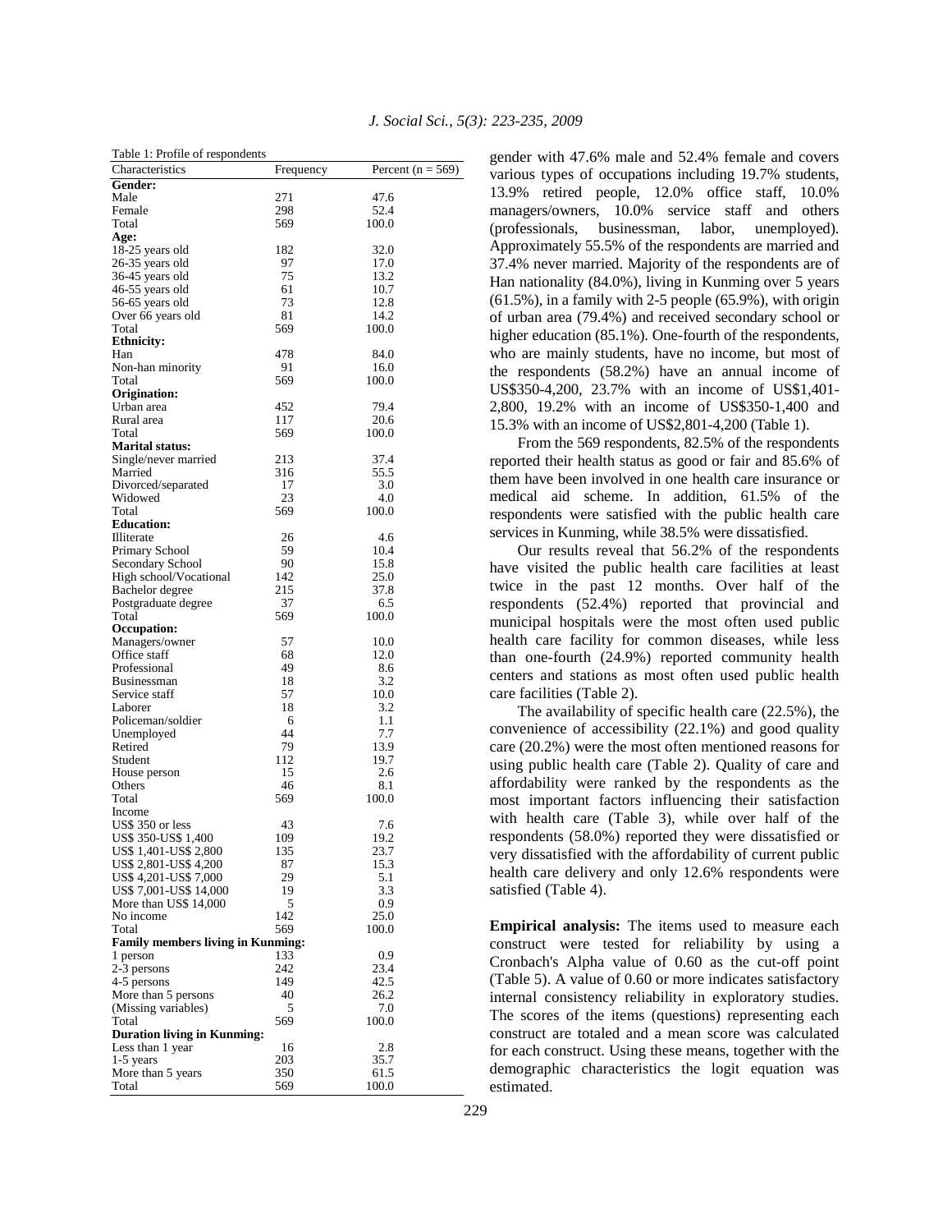Table 1: Profile of respondents

| Characteristics | Frequency | Percent (n = 569) |
|---|---|---|
| **Gender:** | | |
| Male | 271 | 47.6 |
| Female | 298 | 52.4 |
| Total | 569 | 100.0 |
| **Age:** | | |
| 18-25 years old | 182 | 32.0 |
| 26-35 years old | 97 | 17.0 |
| 36-45 years old | 75 | 13.2 |
| 46-55 years old | 61 | 10.7 |
| 56-65 years old | 73 | 12.8 |
| Over 66 years old | 81 | 14.2 |
| Total | 569 | 100.0 |
| **Ethnicity:** | | |
| Han | 478 | 84.0 |
| Non-han minority | 91 | 16.0 |
| Total | 569 | 100.0 |
| **Origination:** | | |
| Urban area | 452 | 79.4 |
| Rural area | 117 | 20.6 |
| Total | 569 | 100.0 |
| **Marital status:** | | |
| Single/never married | 213 | 37.4 |
| Married | 316 | 55.5 |
| Divorced/separated | 17 | 3.0 |
| Widowed | 23 | 4.0 |
| Total | 569 | 100.0 |
| **Education:** | | |
| Illiterate | 26 | 4.6 |
| Primary School | 59 | 10.4 |
| Secondary School | 90 | 15.8 |
| High school/Vocational | 142 | 25.0 |
| Bachelor degree | 215 | 37.8 |
| Postgraduate degree | 37 | 6.5 |
| Total | 569 | 100.0 |
| **Occupation:** | | |
| Managers/owner | 57 | 10.0 |
| Office staff | 68 | 12.0 |
| Professional | 49 | 8.6 |
| Businessman | 18 | 3.2 |
| Service staff | 57 | 10.0 |
| Laborer | 18 | 3.2 |
| Policeman/soldier | 6 | 1.1 |
| Unemployed | 44 | 7.7 |
| Retired | 79 | 13.9 |
| Student | 112 | 19.7 |
| House person | 15 | 2.6 |
| Others | 46 | 8.1 |
| Total | 569 | 100.0 |
| Income | | |
| US$ 350 or less | 43 | 7.6 |
| US$ 350-US$ 1,400 | 109 | 19.2 |
| US$ 1,401-US$ 2,800 | 135 | 23.7 |
| US$ 2,801-US$ 4,200 | 87 | 15.3 |
| US$ 4,201-US$ 7,000 | 29 | 5.1 |
| US$ 7,001-US$ 14,000 | 19 | 3.3 |
| More than US$ 14,000 | 5 | 0.9 |
| No income | 142 | 25.0 |
| Total | 569 | 100.0 |
| **Family members living in Kunming:** | | |
| 1 person | 133 | 0.9 |
| 2-3 persons | 242 | 23.4 |
| 4-5 persons | 149 | 42.5 |
| More than 5 persons | 40 | 26.2 |
| (Missing variables) | 5 | 7.0 |
| Total | 569 | 100.0 |
| **Duration living in Kunming:** | | |
| Less than 1 year | 16 | 2.8 |
| 1-5 years | 203 | 35.7 |
| More than 5 years | 350 | 61.5 |
| Total | 569 | 100.0 |

gender with 47.6% male and 52.4% female and covers various types of occupations including 19.7% students, 13.9% retired people, 12.0% office staff, 10.0% managers/owners, 10.0% service staff and others (professionals, businessman, labor, unemployed). Approximately 55.5% of the respondents are married and 37.4% never married. Majority of the respondents are of Han nationality (84.0%), living in Kunming over 5 years (61.5%), in a family with 2-5 people (65.9%), with origin of urban area (79.4%) and received secondary school or higher education (85.1%). One-fourth of the respondents, who are mainly students, have no income, but most of the respondents (58.2%) have an annual income of US$350-4,200, 23.7% with an income of US$1,401-2,800, 19.2% with an income of US$350-1,400 and 15.3% with an income of US$2,801-4,200 (Table 1).

From the 569 respondents, 82.5% of the respondents reported their health status as good or fair and 85.6% of them have been involved in one health care insurance or medical aid scheme. In addition, 61.5% of the respondents were satisfied with the public health care services in Kunming, while 38.5% were dissatisfied.

Our results reveal that 56.2% of the respondents have visited the public health care facilities at least twice in the past 12 months. Over half of the respondents (52.4%) reported that provincial and municipal hospitals were the most often used public health care facility for common diseases, while less than one-fourth (24.9%) reported community health centers and stations as most often used public health care facilities (Table 2).

The availability of specific health care (22.5%), the convenience of accessibility (22.1%) and good quality care (20.2%) were the most often mentioned reasons for using public health care (Table 2). Quality of care and affordability were ranked by the respondents as the most important factors influencing their satisfaction with health care (Table 3), while over half of the respondents (58.0%) reported they were dissatisfied or very dissatisfied with the affordability of current public health care delivery and only 12.6% respondents were satisfied (Table 4).

**Empirical analysis:** The items used to measure each construct were tested for reliability by using a Cronbach's Alpha value of 0.60 as the cut-off point (Table 5). A value of 0.60 or more indicates satisfactory internal consistency reliability in exploratory studies. The scores of the items (questions) representing each construct are totaled and a mean score was calculated for each construct. Using these means, together with the demographic characteristics the logit equation was estimated.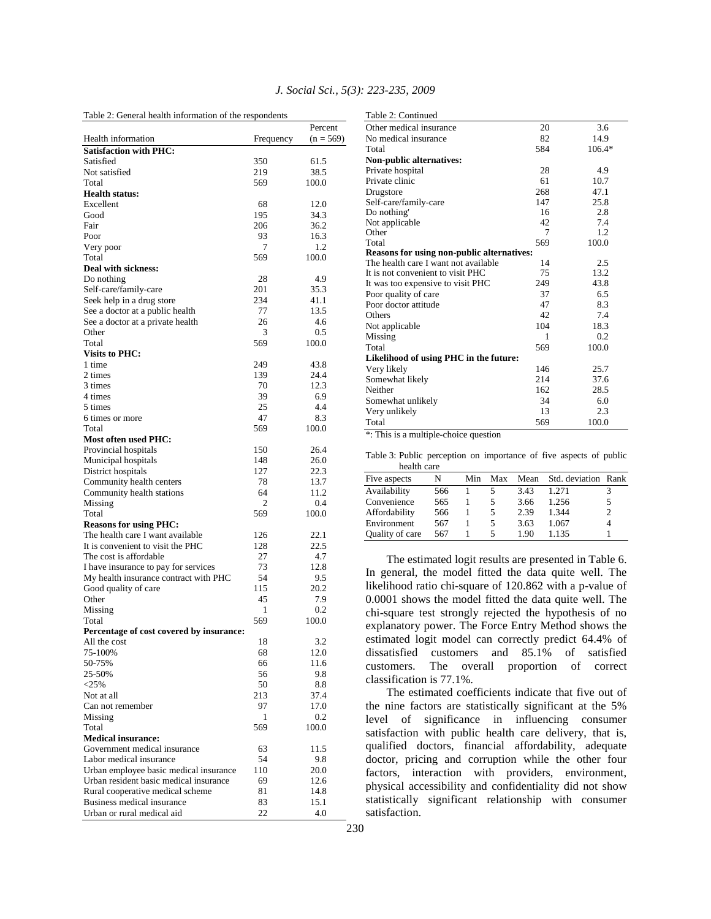Table 2: General health information of the respondents

| Health information | Frequency | Percent (n = 569) |
|---|---|---|
| **Satisfaction with PHC:** | | |
| Satisfied | 350 | 61.5 |
| Not satisfied | 219 | 38.5 |
| Total | 569 | 100.0 |
| **Health status:** | | |
| Excellent | 68 | 12.0 |
| Good | 195 | 34.3 |
| Fair | 206 | 36.2 |
| Poor | 93 | 16.3 |
| Very poor | 7 | 1.2 |
| Total | 569 | 100.0 |
| **Deal with sickness:** | | |
| Do nothing | 28 | 4.9 |
| Self-care/family-care | 201 | 35.3 |
| Seek help in a drug store | 234 | 41.1 |
| See a doctor at a public health | 77 | 13.5 |
| See a doctor at a private health | 26 | 4.6 |
| Other | 3 | 0.5 |
| Total | 569 | 100.0 |
| **Visits to PHC:** | | |
| 1 time | 249 | 43.8 |
| 2 times | 139 | 24.4 |
| 3 times | 70 | 12.3 |
| 4 times | 39 | 6.9 |
| 5 times | 25 | 4.4 |
| 6 times or more | 47 | 8.3 |
| Total | 569 | 100.0 |
| **Most often used PHC:** | | |
| Provincial hospitals | 150 | 26.4 |
| Municipal hospitals | 148 | 26.0 |
| District hospitals | 127 | 22.3 |
| Community health centers | 78 | 13.7 |
| Community health stations | 64 | 11.2 |
| Missing | 2 | 0.4 |
| Total | 569 | 100.0 |
| **Reasons for using PHC:** | | |
| The health care I want available | 126 | 22.1 |
| It is convenient to visit the PHC | 128 | 22.5 |
| The cost is affordable | 27 | 4.7 |
| I have insurance to pay for services | 73 | 12.8 |
| My health insurance contract with PHC | 54 | 9.5 |
| Good quality of care | 115 | 20.2 |
| Other | 45 | 7.9 |
| Missing | 1 | 0.2 |
| Total | 569 | 100.0 |
| **Percentage of cost covered by insurance:** | | |
| All the cost | 18 | 3.2 |
| 75-100% | 68 | 12.0 |
| 50-75% | 66 | 11.6 |
| 25-50% | 56 | 9.8 |
| <25% | 50 | 8.8 |
| Not at all | 213 | 37.4 |
| Can not remember | 97 | 17.0 |
| Missing | 1 | 0.2 |
| Total | 569 | 100.0 |
| **Medical insurance:** | | |
| Government medical insurance | 63 | 11.5 |
| Labor medical insurance | 54 | 9.8 |
| Urban employee basic medical insurance | 110 | 20.0 |
| Urban resident basic medical insurance | 69 | 12.6 |
| Rural cooperative medical scheme | 81 | 14.8 |
| Business medical insurance | 83 | 15.1 |
| Urban or rural medical aid | 22 | 4.0 |
| Other medical insurance | 20 | 3.6 |
| No medical insurance | 82 | 14.9 |
| Total | 584 | 106.4* |
| **Non-public alternatives:** | | |
| Private hospital | 28 | 4.9 |
| Private clinic | 61 | 10.7 |
| Drugstore | 268 | 47.1 |
| Self-care/family-care | 147 | 25.8 |
| Do nothing' | 16 | 2.8 |
| Not applicable | 42 | 7.4 |
| Other | 7 | 1.2 |
| Total | 569 | 100.0 |
| **Reasons for using non-public alternatives:** | | |
| The health care I want not available | 14 | 2.5 |
| It is not convenient to visit PHC | 75 | 13.2 |
| It was too expensive to visit PHC | 249 | 43.8 |
| Poor quality of care | 37 | 6.5 |
| Poor doctor attitude | 47 | 8.3 |
| Others | 42 | 7.4 |
| Not applicable | 104 | 18.3 |
| Missing | 1 | 0.2 |
| Total | 569 | 100.0 |
| **Likelihood of using PHC in the future:** | | |
| Very likely | 146 | 25.7 |
| Somewhat likely | 214 | 37.6 |
| Neither | 162 | 28.5 |
| Somewhat unlikely | 34 | 6.0 |
| Very unlikely | 13 | 2.3 |
| Total | 569 | 100.0 |

*: This is a multiple-choice question

Table 3: Public perception on importance of five aspects of public health care

| Five aspects | N | Min | Max | Mean | Std. deviation | Rank |
|---|---|---|---|---|---|---|
| Availability | 566 | 1 | 5 | 3.43 | 1.271 | 3 |
| Convenience | 565 | 1 | 5 | 3.66 | 1.256 | 5 |
| Affordability | 566 | 1 | 5 | 2.39 | 1.344 | 2 |
| Environment | 567 | 1 | 5 | 3.63 | 1.067 | 4 |
| Quality of care | 567 | 1 | 5 | 1.90 | 1.135 | 1 |

The estimated logit results are presented in Table 6. In general, the model fitted the data quite well. The likelihood ratio chi-square of 120.862 with a p-value of 0.0001 shows the model fitted the data quite well. The chi-square test strongly rejected the hypothesis of no explanatory power. The Force Entry Method shows the estimated logit model can correctly predict 64.4% of dissatisfied customers and 85.1% of satisfied customers. The overall proportion of correct classification is 77.1%.

The estimated coefficients indicate that five out of the nine factors are statistically significant at the 5% level of significance in influencing consumer satisfaction with public health care delivery, that is, qualified doctors, financial affordability, adequate doctor, pricing and corruption while the other four factors, interaction with providers, environment, physical accessibility and confidentiality did not show statistically significant relationship with consumer satisfaction.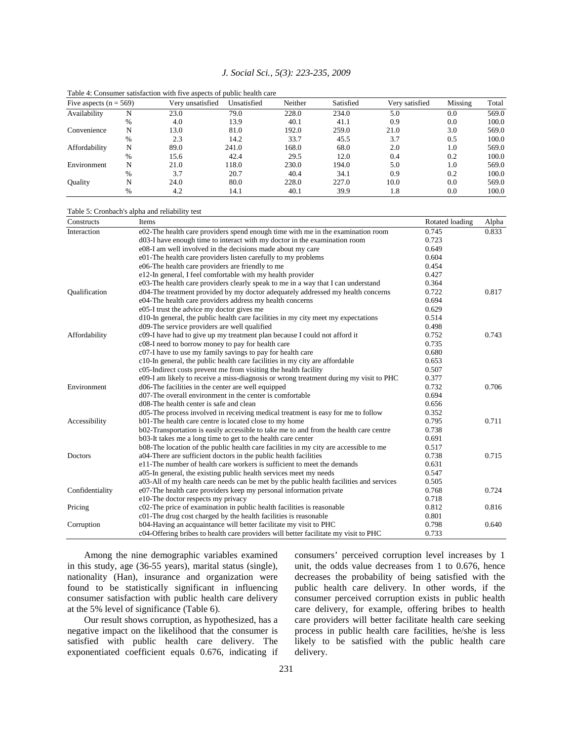Table 4: Consumer satisfaction with five aspects of public health care

| Five aspects (n = 569) | | Very unsatisfied | Unsatisfied | Neither | Satisfied | Very satisfied | Missing | Total |
|---|---|---|---|---|---|---|---|---|
| Availability | N | 23.0 | 79.0 | 228.0 | 234.0 | 5.0 | 0.0 | 569.0 |
| | % | 4.0 | 13.9 | 40.1 | 41.1 | 0.9 | 0.0 | 100.0 |
| Convenience | N | 13.0 | 81.0 | 192.0 | 259.0 | 21.0 | 3.0 | 569.0 |
| | % | 2.3 | 14.2 | 33.7 | 45.5 | 3.7 | 0.5 | 100.0 |
| Affordability | N | 89.0 | 241.0 | 168.0 | 68.0 | 2.0 | 1.0 | 569.0 |
| | % | 15.6 | 42.4 | 29.5 | 12.0 | 0.4 | 0.2 | 100.0 |
| Environment | N | 21.0 | 118.0 | 230.0 | 194.0 | 5.0 | 1.0 | 569.0 |
| | % | 3.7 | 20.7 | 40.4 | 34.1 | 0.9 | 0.2 | 100.0 |
| Quality | N | 24.0 | 80.0 | 228.0 | 227.0 | 10.0 | 0.0 | 569.0 |
| | % | 4.2 | 14.1 | 40.1 | 39.9 | 1.8 | 0.0 | 100.0 |

Table 5: Cronbach's alpha and reliability test

| Constructs | Items | Rotated loading | Alpha |
|---|---|---|---|
| Interaction | e02-The health care providers spend enough time with me in the examination room | 0.745 | 0.833 |
| | d03-I have enough time to interact with my doctor in the examination room | 0.723 | |
| | e08-I am well involved in the decisions made about my care | 0.649 | |
| | e01-The health care providers listen carefully to my problems | 0.604 | |
| | e06-The health care providers are friendly to me | 0.454 | |
| | e12-In general, I feel comfortable with my health provider | 0.427 | |
| | e03-The health care providers clearly speak to me in a way that I can understand | 0.364 | |
| Qualification | d04-The treatment provided by my doctor adequately addressed my health concerns | 0.722 | 0.817 |
| | e04-The health care providers address my health concerns | 0.694 | |
| | e05-I trust the advice my doctor gives me | 0.629 | |
| | d10-In general, the public health care facilities in my city meet my expectations | 0.514 | |
| | d09-The service providers are well qualified | 0.498 | |
| Affordability | c09-I have had to give up my treatment plan because I could not afford it | 0.752 | 0.743 |
| | c08-I need to borrow money to pay for health care | 0.735 | |
| | c07-I have to use my family savings to pay for health care | 0.680 | |
| | c10-In general, the public health care facilities in my city are affordable | 0.653 | |
| | c05-Indirect costs prevent me from visiting the health facility | 0.507 | |
| | e09-I am likely to receive a miss-diagnosis or wrong treatment during my visit to PHC | 0.377 | |
| Environment | d06-The facilities in the center are well equipped | 0.732 | 0.706 |
| | d07-The overall environment in the center is comfortable | 0.694 | |
| | d08-The health center is safe and clean | 0.656 | |
| | d05-The process involved in receiving medical treatment is easy for me to follow | 0.352 | |
| Accessibility | b01-The health care centre is located close to my home | 0.795 | 0.711 |
| | b02-Transportation is easily accessible to take me to and from the health care centre | 0.738 | |
| | b03-It takes me a long time to get to the health care center | 0.691 | |
| | b08-The location of the public health care facilities in my city are accessible to me | 0.517 | |
| Doctors | a04-There are sufficient doctors in the public health facilities | 0.738 | 0.715 |
| | e11-The number of health care workers is sufficient to meet the demands | 0.631 | |
| | a05-In general, the existing public health services meet my needs | 0.547 | |
| | a03-All of my health care needs can be met by the public health facilities and services | 0.505 | |
| Confidentiality | e07-The health care providers keep my personal information private | 0.768 | 0.724 |
| | e10-The doctor respects my privacy | 0.718 | |
| Pricing | c02-The price of examination in public health facilities is reasonable | 0.812 | 0.816 |
| | c01-The drug cost charged by the health facilities is reasonable | 0.801 | |
| Corruption | b04-Having an acquaintance will better facilitate my visit to PHC | 0.798 | 0.640 |
| | c04-Offering bribes to health care providers will better facilitate my visit to PHC | 0.733 | |

Among the nine demographic variables examined in this study, age (36-55 years), marital status (single), nationality (Han), insurance and organization were found to be statistically significant in influencing consumer satisfaction with public health care delivery at the 5% level of significance (Table 6).

Our result shows corruption, as hypothesized, has a negative impact on the likelihood that the consumer is satisfied with public health care delivery. The exponentiated coefficient equals 0.676, indicating if consumers' perceived corruption level increases by 1 unit, the odds value decreases from 1 to 0.676, hence decreases the probability of being satisfied with the public health care delivery. In other words, if the consumer perceived corruption exists in public health care delivery, for example, offering bribes to health care providers will better facilitate health care seeking process in public health care facilities, he/she is less likely to be satisfied with the public health care delivery.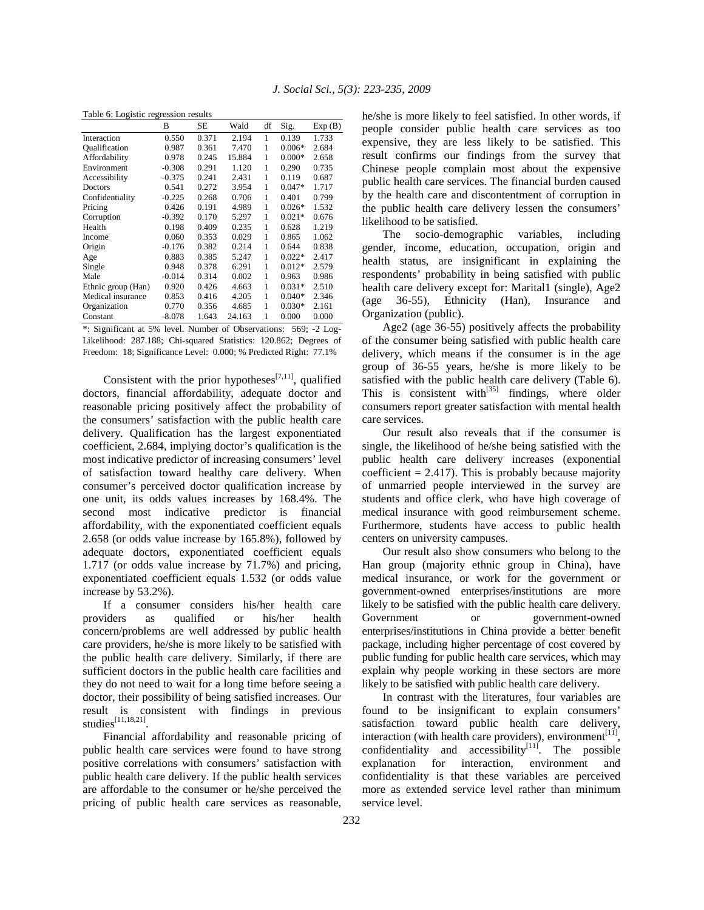Table 6: Logistic regression results

| | B | SE | Wald | df | Sig. | Exp (B) |
|---|---|---|---|---|---|---|
| Interaction | 0.550 | 0.371 | 2.194 | 1 | 0.139 | 1.733 |
| Qualification | 0.987 | 0.361 | 7.470 | 1 | 0.006* | 2.684 |
| Affordability | 0.978 | 0.245 | 15.884 | 1 | 0.000* | 2.658 |
| Environment | -0.308 | 0.291 | 1.120 | 1 | 0.290 | 0.735 |
| Accessibility | -0.375 | 0.241 | 2.431 | 1 | 0.119 | 0.687 |
| Doctors | 0.541 | 0.272 | 3.954 | 1 | 0.047* | 1.717 |
| Confidentiality | -0.225 | 0.268 | 0.706 | 1 | 0.401 | 0.799 |
| Pricing | 0.426 | 0.191 | 4.989 | 1 | 0.026* | 1.532 |
| Corruption | -0.392 | 0.170 | 5.297 | 1 | 0.021* | 0.676 |
| Health | 0.198 | 0.409 | 0.235 | 1 | 0.628 | 1.219 |
| Income | 0.060 | 0.353 | 0.029 | 1 | 0.865 | 1.062 |
| Origin | -0.176 | 0.382 | 0.214 | 1 | 0.644 | 0.838 |
| Age | 0.883 | 0.385 | 5.247 | 1 | 0.022* | 2.417 |
| Single | 0.948 | 0.378 | 6.291 | 1 | 0.012* | 2.579 |
| Male | -0.014 | 0.314 | 0.002 | 1 | 0.963 | 0.986 |
| Ethnic group (Han) | 0.920 | 0.426 | 4.663 | 1 | 0.031* | 2.510 |
| Medical insurance | 0.853 | 0.416 | 4.205 | 1 | 0.040* | 2.346 |
| Organization | 0.770 | 0.356 | 4.685 | 1 | 0.030* | 2.161 |
| Constant | -8.078 | 1.643 | 24.163 | 1 | 0.000 | 0.000 |

*: Significant at 5% level. Number of Observations: 569; -2 Log-Likelihood: 287.188; Chi-squared Statistics: 120.862; Degrees of Freedom: 18; Significance Level: 0.000; % Predicted Right: 77.1%

Consistent with the prior hypotheses[7,11], qualified doctors, financial affordability, adequate doctor and reasonable pricing positively affect the probability of the consumers' satisfaction with the public health care delivery. Qualification has the largest exponentiated coefficient, 2.684, implying doctor's qualification is the most indicative predictor of increasing consumers' level of satisfaction toward healthy care delivery. When consumer's perceived doctor qualification increase by one unit, its odds values increases by 168.4%. The second most indicative predictor is financial affordability, with the exponentiated coefficient equals 2.658 (or odds value increase by 165.8%), followed by adequate doctors, exponentiated coefficient equals 1.717 (or odds value increase by 71.7%) and pricing, exponentiated coefficient equals 1.532 (or odds value increase by 53.2%).

If a consumer considers his/her health care providers as qualified or his/her health concern/problems are well addressed by public health care providers, he/she is more likely to be satisfied with the public health care delivery. Similarly, if there are sufficient doctors in the public health care facilities and they do not need to wait for a long time before seeing a doctor, their possibility of being satisfied increases. Our result is consistent with findings in previous studies[11,18,21].

Financial affordability and reasonable pricing of public health care services were found to have strong positive correlations with consumers' satisfaction with public health care delivery. If the public health services are affordable to the consumer or he/she perceived the pricing of public health care services as reasonable, he/she is more likely to feel satisfied. In other words, if people consider public health care services as too expensive, they are less likely to be satisfied. This result confirms our findings from the survey that Chinese people complain most about the expensive public health care services. The financial burden caused by the health care and discontentment of corruption in the public health care delivery lessen the consumers' likelihood to be satisfied.

The socio-demographic variables, including gender, income, education, occupation, origin and health status, are insignificant in explaining the respondents' probability in being satisfied with public health care delivery except for: Marital1 (single), Age2 (age 36-55), Ethnicity (Han), Insurance and Organization (public).

Age2 (age 36-55) positively affects the probability of the consumer being satisfied with public health care delivery, which means if the consumer is in the age group of 36-55 years, he/she is more likely to be satisfied with the public health care delivery (Table 6). This is consistent with[35] findings, where older consumers report greater satisfaction with mental health care services.

Our result also reveals that if the consumer is single, the likelihood of he/she being satisfied with the public health care delivery increases (exponential coefficient = 2.417). This is probably because majority of unmarried people interviewed in the survey are students and office clerk, who have high coverage of medical insurance with good reimbursement scheme. Furthermore, students have access to public health centers on university campuses.

Our result also show consumers who belong to the Han group (majority ethnic group in China), have medical insurance, or work for the government or government-owned enterprises/institutions are more likely to be satisfied with the public health care delivery. Government or government-owned enterprises/institutions in China provide a better benefit package, including higher percentage of cost covered by public funding for public health care services, which may explain why people working in these sectors are more likely to be satisfied with public health care delivery.

In contrast with the literatures, four variables are found to be insignificant to explain consumers' satisfaction toward public health care delivery, interaction (with health care providers), environment[11], confidentiality and accessibility[11]. The possible explanation for interaction, environment and confidentiality is that these variables are perceived more as extended service level rather than minimum service level.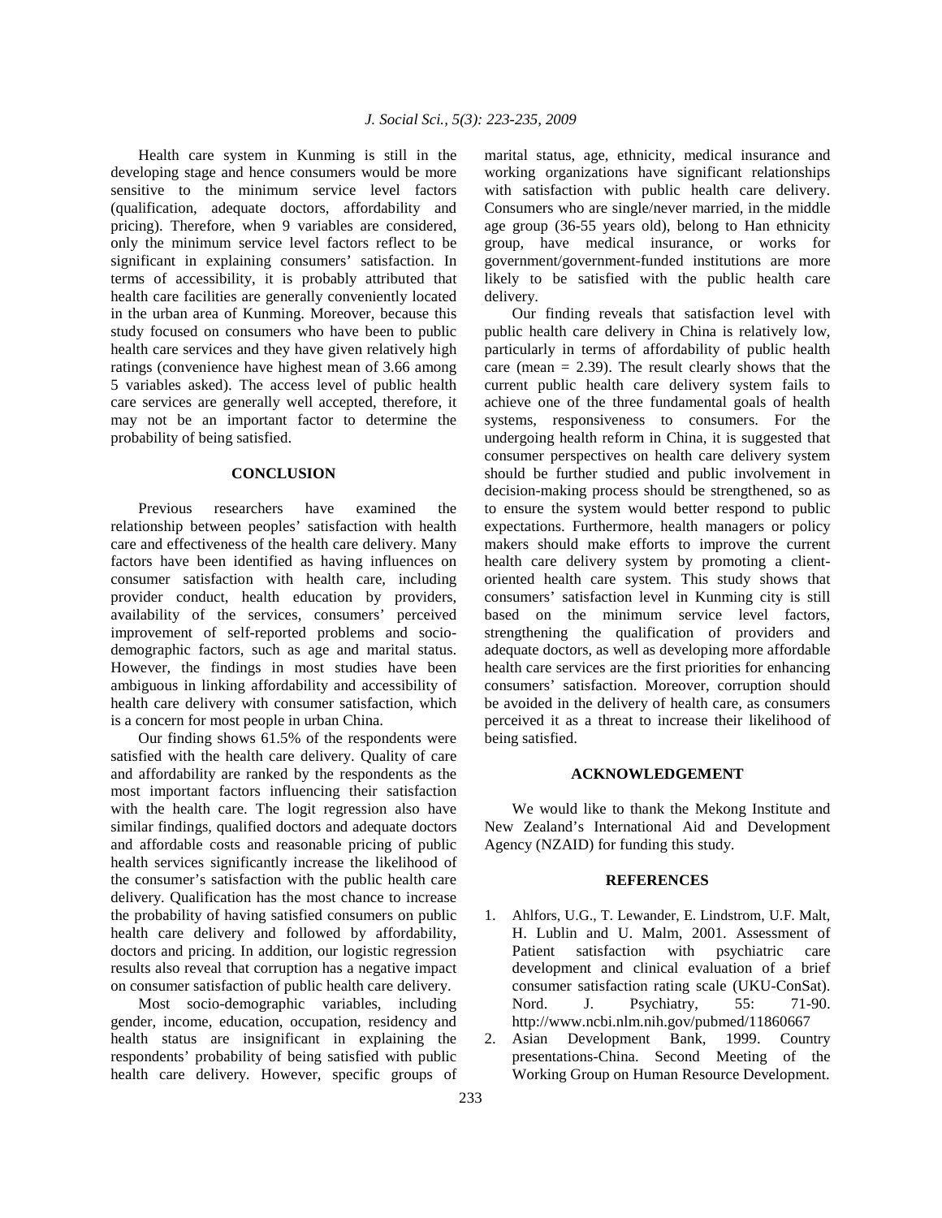Health care system in Kunming is still in the developing stage and hence consumers would be more sensitive to the minimum service level factors (qualification, adequate doctors, affordability and pricing). Therefore, when 9 variables are considered, only the minimum service level factors reflect to be significant in explaining consumers' satisfaction. In terms of accessibility, it is probably attributed that health care facilities are generally conveniently located in the urban area of Kunming. Moreover, because this study focused on consumers who have been to public health care services and they have given relatively high ratings (convenience have highest mean of 3.66 among 5 variables asked). The access level of public health care services are generally well accepted, therefore, it may not be an important factor to determine the probability of being satisfied.

## CONCLUSION

Previous researchers have examined the relationship between peoples' satisfaction with health care and effectiveness of the health care delivery. Many factors have been identified as having influences on consumer satisfaction with health care, including provider conduct, health education by providers, availability of the services, consumers' perceived improvement of self-reported problems and socio-demographic factors, such as age and marital status. However, the findings in most studies have been ambiguous in linking affordability and accessibility of health care delivery with consumer satisfaction, which is a concern for most people in urban China.

Our finding shows 61.5% of the respondents were satisfied with the health care delivery. Quality of care and affordability are ranked by the respondents as the most important factors influencing their satisfaction with the health care. The logit regression also have similar findings, qualified doctors and adequate doctors and affordable costs and reasonable pricing of public health services significantly increase the likelihood of the consumer's satisfaction with the public health care delivery. Qualification has the most chance to increase the probability of having satisfied consumers on public health care delivery and followed by affordability, doctors and pricing. In addition, our logistic regression results also reveal that corruption has a negative impact on consumer satisfaction of public health care delivery.

Most socio-demographic variables, including gender, income, education, occupation, residency and health status are insignificant in explaining the respondents' probability of being satisfied with public health care delivery. However, specific groups of marital status, age, ethnicity, medical insurance and working organizations have significant relationships with satisfaction with public health care delivery. Consumers who are single/never married, in the middle age group (36-55 years old), belong to Han ethnicity group, have medical insurance, or works for government/government-funded institutions are more likely to be satisfied with the public health care delivery.

Our finding reveals that satisfaction level with public health care delivery in China is relatively low, particularly in terms of affordability of public health care (mean = 2.39). The result clearly shows that the current public health care delivery system fails to achieve one of the three fundamental goals of health systems, responsiveness to consumers. For the undergoing health reform in China, it is suggested that consumer perspectives on health care delivery system should be further studied and public involvement in decision-making process should be strengthened, so as to ensure the system would better respond to public expectations. Furthermore, health managers or policy makers should make efforts to improve the current health care delivery system by promoting a client-oriented health care system. This study shows that consumers' satisfaction level in Kunming city is still based on the minimum service level factors, strengthening the qualification of providers and adequate doctors, as well as developing more affordable health care services are the first priorities for enhancing consumers' satisfaction. Moreover, corruption should be avoided in the delivery of health care, as consumers perceived it as a threat to increase their likelihood of being satisfied.

## ACKNOWLEDGEMENT

We would like to thank the Mekong Institute and New Zealand's International Aid and Development Agency (NZAID) for funding this study.

## REFERENCES

1. Ahlfors, U.G., T. Lewander, E. Lindstrom, U.F. Malt, H. Lublin and U. Malm, 2001. Assessment of Patient satisfaction with psychiatric care development and clinical evaluation of a brief consumer satisfaction rating scale (UKU-ConSat). Nord. J. Psychiatry, 55: 71-90. http://www.ncbi.nlm.nih.gov/pubmed/11860667
2. Asian Development Bank, 1999. Country presentations-China. Second Meeting of the Working Group on Human Resource Development.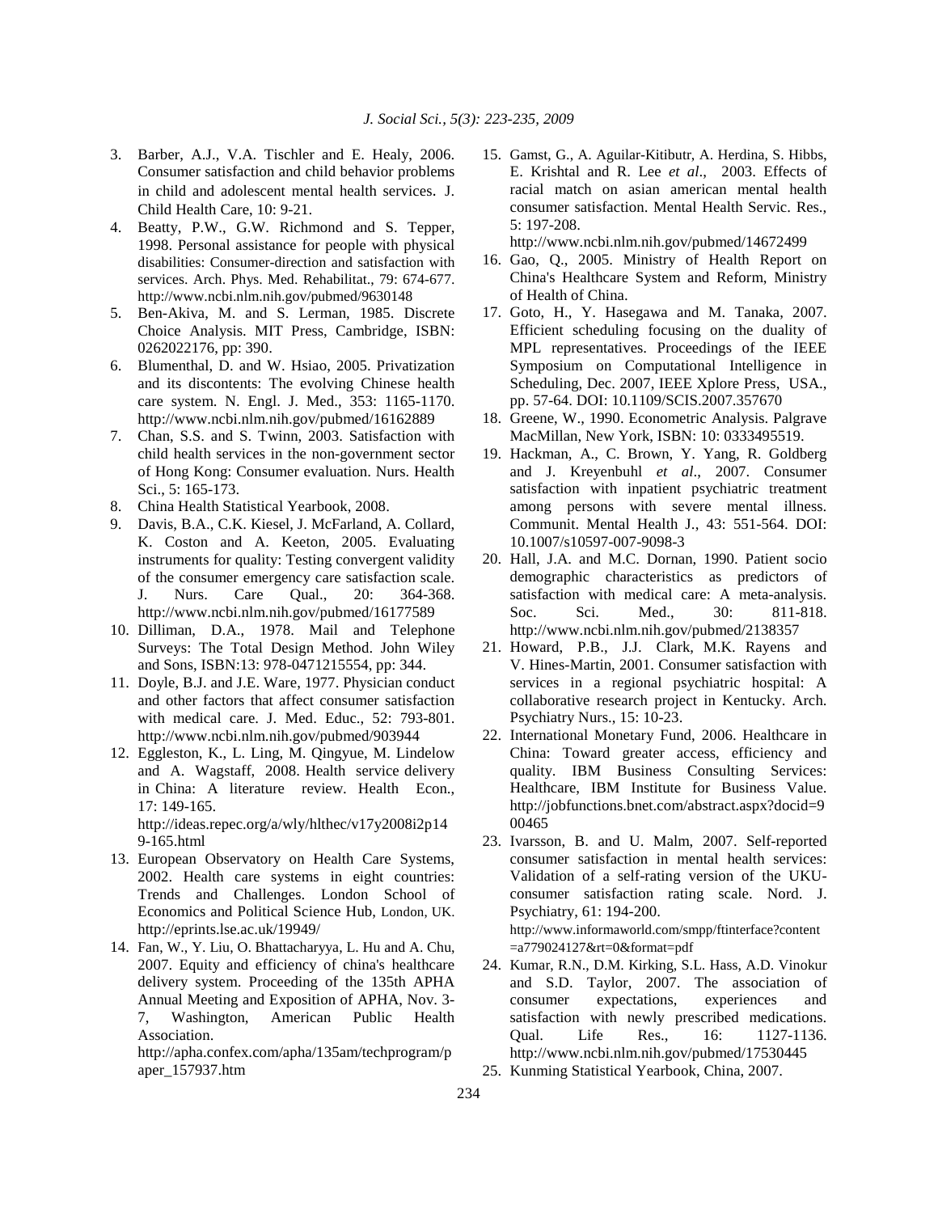3. Barber, A.J., V.A. Tischler and E. Healy, 2006. Consumer satisfaction and child behavior problems in child and adolescent mental health services. J. Child Health Care, 10: 9-21.
4. Beatty, P.W., G.W. Richmond and S. Tepper, 1998. Personal assistance for people with physical disabilities: Consumer-direction and satisfaction with services. Arch. Phys. Med. Rehabilitat., 79: 674-677. http://www.ncbi.nlm.nih.gov/pubmed/9630148
5. Ben-Akiva, M. and S. Lerman, 1985. Discrete Choice Analysis. MIT Press, Cambridge, ISBN: 0262022176, pp: 390.
6. Blumenthal, D. and W. Hsiao, 2005. Privatization and its discontents: The evolving Chinese health care system. N. Engl. J. Med., 353: 1165-1170. http://www.ncbi.nlm.nih.gov/pubmed/16162889
7. Chan, S.S. and S. Twinn, 2003. Satisfaction with child health services in the non-government sector of Hong Kong: Consumer evaluation. Nurs. Health Sci., 5: 165-173.
8. China Health Statistical Yearbook, 2008.
9. Davis, B.A., C.K. Kiesel, J. McFarland, A. Collard, K. Coston and A. Keeton, 2005. Evaluating instruments for quality: Testing convergent validity of the consumer emergency care satisfaction scale. J. Nurs. Care Qual., 20: 364-368. http://www.ncbi.nlm.nih.gov/pubmed/16177589
10. Dilliman, D.A., 1978. Mail and Telephone Surveys: The Total Design Method. John Wiley and Sons, ISBN:13: 978-0471215554, pp: 344.
11. Doyle, B.J. and J.E. Ware, 1977. Physician conduct and other factors that affect consumer satisfaction with medical care. J. Med. Educ., 52: 793-801. http://www.ncbi.nlm.nih.gov/pubmed/903944
12. Eggleston, K., L. Ling, M. Qingyue, M. Lindelow and A. Wagstaff, 2008. Health service delivery in China: A literature review. Health Econ., 17: 149-165. http://ideas.repec.org/a/wly/hlthec/v17y2008i2p149-165.html
13. European Observatory on Health Care Systems, 2002. Health care systems in eight countries: Trends and Challenges. London School of Economics and Political Science Hub, London, UK. http://eprints.lse.ac.uk/19949/
14. Fan, W., Y. Liu, O. Bhattacharyya, L. Hu and A. Chu, 2007. Equity and efficiency of china's healthcare delivery system. Proceeding of the 135th APHA Annual Meeting and Exposition of APHA, Nov. 3-7, Washington, American Public Health Association. http://apha.confex.com/apha/135am/techprogram/paper_157937.htm
15. Gamst, G., A. Aguilar-Kitibutr, A. Herdina, S. Hibbs, E. Krishtal and R. Lee *et al*., 2003. Effects of racial match on asian american mental health consumer satisfaction. Mental Health Servic. Res., 5: 197-208. http://www.ncbi.nlm.nih.gov/pubmed/14672499
16. Gao, Q., 2005. Ministry of Health Report on China's Healthcare System and Reform, Ministry of Health of China.
17. Goto, H., Y. Hasegawa and M. Tanaka, 2007. Efficient scheduling focusing on the duality of MPL representatives. Proceedings of the IEEE Symposium on Computational Intelligence in Scheduling, Dec. 2007, IEEE Xplore Press, USA., pp. 57-64. DOI: 10.1109/SCIS.2007.357670
18. Greene, W., 1990. Econometric Analysis. Palgrave MacMillan, New York, ISBN: 10: 0333495519.
19. Hackman, A., C. Brown, Y. Yang, R. Goldberg and J. Kreyenbuhl *et al*., 2007. Consumer satisfaction with inpatient psychiatric treatment among persons with severe mental illness. Communit. Mental Health J., 43: 551-564. DOI: 10.1007/s10597-007-9098-3
20. Hall, J.A. and M.C. Dornan, 1990. Patient socio demographic characteristics as predictors of satisfaction with medical care: A meta-analysis. Soc. Sci. Med., 30: 811-818. http://www.ncbi.nlm.nih.gov/pubmed/2138357
21. Howard, P.B., J.J. Clark, M.K. Rayens and V. Hines-Martin, 2001. Consumer satisfaction with services in a regional psychiatric hospital: A collaborative research project in Kentucky. Arch. Psychiatry Nurs., 15: 10-23.
22. International Monetary Fund, 2006. Healthcare in China: Toward greater access, efficiency and quality. IBM Business Consulting Services: Healthcare, IBM Institute for Business Value. http://jobfunctions.bnet.com/abstract.aspx?docid=900465
23. Ivarsson, B. and U. Malm, 2007. Self-reported consumer satisfaction in mental health services: Validation of a self-rating version of the UKU-consumer satisfaction rating scale. Nord. J. Psychiatry, 61: 194-200. http://www.informaworld.com/smpp/ftinterface?content=a779024127&rt=0&format=pdf
24. Kumar, R.N., D.M. Kirking, S.L. Hass, A.D. Vinokur and S.D. Taylor, 2007. The association of consumer expectations, experiences and satisfaction with newly prescribed medications. Qual. Life Res., 16: 1127-1136. http://www.ncbi.nlm.nih.gov/pubmed/17530445
25. Kunming Statistical Yearbook, China, 2007.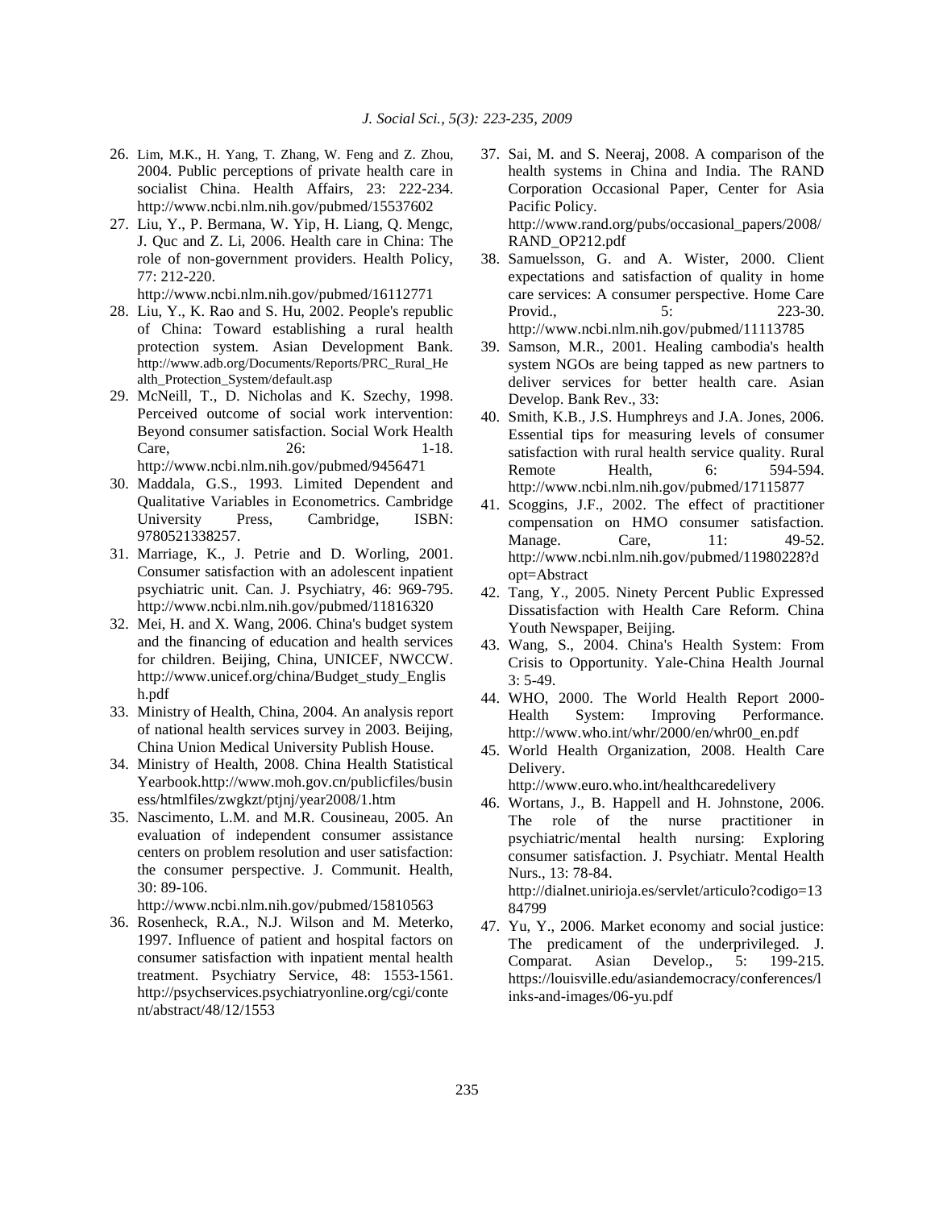26. Lim, M.K., H. Yang, T. Zhang, W. Feng and Z. Zhou, 2004. Public perceptions of private health care in socialist China. Health Affairs, 23: 222-234. http://www.ncbi.nlm.nih.gov/pubmed/15537602
27. Liu, Y., P. Bermana, W. Yip, H. Liang, Q. Mengc, J. Quc and Z. Li, 2006. Health care in China: The role of non-government providers. Health Policy, 77: 212-220. http://www.ncbi.nlm.nih.gov/pubmed/16112771
28. Liu, Y., K. Rao and S. Hu, 2002. People's republic of China: Toward establishing a rural health protection system. Asian Development Bank. http://www.adb.org/Documents/Reports/PRC_Rural_Health_Protection_System/default.asp
29. McNeill, T., D. Nicholas and K. Szechy, 1998. Perceived outcome of social work intervention: Beyond consumer satisfaction. Social Work Health Care, 26: 1-18. http://www.ncbi.nlm.nih.gov/pubmed/9456471
30. Maddala, G.S., 1993. Limited Dependent and Qualitative Variables in Econometrics. Cambridge University Press, Cambridge, ISBN: 9780521338257.
31. Marriage, K., J. Petrie and D. Worling, 2001. Consumer satisfaction with an adolescent inpatient psychiatric unit. Can. J. Psychiatry, 46: 969-795. http://www.ncbi.nlm.nih.gov/pubmed/11816320
32. Mei, H. and X. Wang, 2006. China's budget system and the financing of education and health services for children. Beijing, China, UNICEF, NWCCW. http://www.unicef.org/china/Budget_study_English.pdf
33. Ministry of Health, China, 2004. An analysis report of national health services survey in 2003. Beijing, China Union Medical University Publish House.
34. Ministry of Health, 2008. China Health Statistical Yearbook.http://www.moh.gov.cn/publicfiles/business/htmlfiles/zwgkzt/ptjnj/year2008/1.htm
35. Nascimento, L.M. and M.R. Cousineau, 2005. An evaluation of independent consumer assistance centers on problem resolution and user satisfaction: the consumer perspective. J. Communit. Health, 30: 89-106. http://www.ncbi.nlm.nih.gov/pubmed/15810563
36. Rosenheck, R.A., N.J. Wilson and M. Meterko, 1997. Influence of patient and hospital factors on consumer satisfaction with inpatient mental health treatment. Psychiatry Service, 48: 1553-1561. http://psychservices.psychiatryonline.org/cgi/content/abstract/48/12/1553
37. Sai, M. and S. Neeraj, 2008. A comparison of the health systems in China and India. The RAND Corporation Occasional Paper, Center for Asia Pacific Policy. http://www.rand.org/pubs/occasional_papers/2008/RAND_OP212.pdf
38. Samuelsson, G. and A. Wister, 2000. Client expectations and satisfaction of quality in home care services: A consumer perspective. Home Care Provid., 5: 223-30. http://www.ncbi.nlm.nih.gov/pubmed/11113785
39. Samson, M.R., 2001. Healing cambodia's health system NGOs are being tapped as new partners to deliver services for better health care. Asian Develop. Bank Rev., 33:
40. Smith, K.B., J.S. Humphreys and J.A. Jones, 2006. Essential tips for measuring levels of consumer satisfaction with rural health service quality. Rural Remote Health, 6: 594-594. http://www.ncbi.nlm.nih.gov/pubmed/17115877
41. Scoggins, J.F., 2002. The effect of practitioner compensation on HMO consumer satisfaction. Manage. Care, 11: 49-52. http://www.ncbi.nlm.nih.gov/pubmed/11980228?dopt=Abstract
42. Tang, Y., 2005. Ninety Percent Public Expressed Dissatisfaction with Health Care Reform. China Youth Newspaper, Beijing.
43. Wang, S., 2004. China's Health System: From Crisis to Opportunity. Yale-China Health Journal 3: 5-49.
44. WHO, 2000. The World Health Report 2000-Health System: Improving Performance. http://www.who.int/whr/2000/en/whr00_en.pdf
45. World Health Organization, 2008. Health Care Delivery. http://www.euro.who.int/healthcaredelivery
46. Wortans, J., B. Happell and H. Johnstone, 2006. The role of the nurse practitioner in psychiatric/mental health nursing: Exploring consumer satisfaction. J. Psychiatr. Mental Health Nurs., 13: 78-84. http://dialnet.unirioja.es/servlet/articulo?codigo=1384799
47. Yu, Y., 2006. Market economy and social justice: The predicament of the underprivileged. J. Comparat. Asian Develop., 5: 199-215. https://louisville.edu/asiandemocracy/conferences/links-and-images/06-yu.pdf